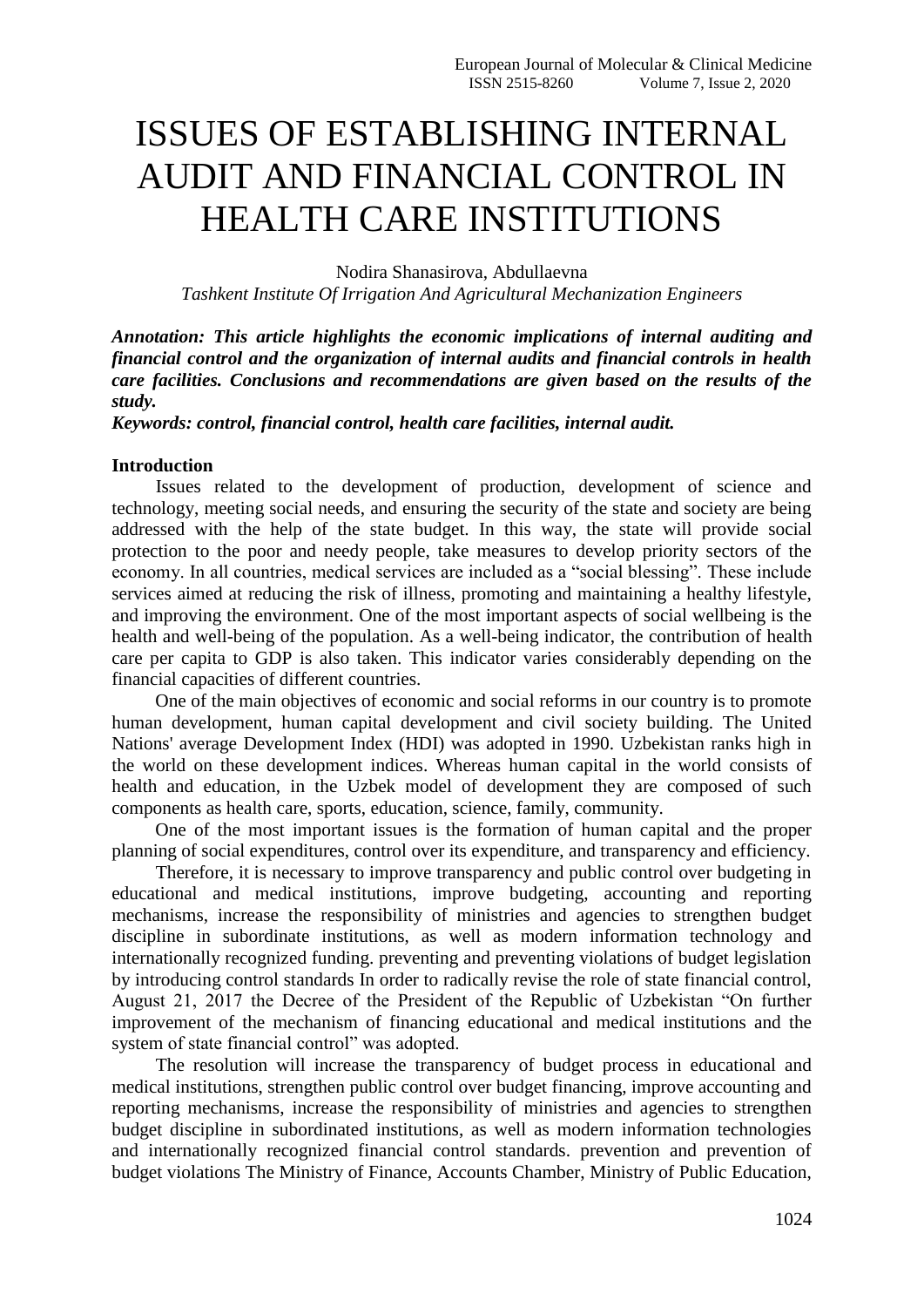# ISSUES OF ESTABLISHING INTERNAL AUDIT AND FINANCIAL CONTROL IN HEALTH CARE INSTITUTIONS

Nodira Shanasirova, Abdullaevna

*Tashkent Institute Of Irrigation And Agricultural Mechanization Engineers*

***Annotation: This article highlights the economic implications of internal auditing and financial control and the organization of internal audits and financial controls in health care facilities. Conclusions and recommendations are given based on the results of the study.***

***Keywords: control, financial control, health care facilities, internal audit.***

**Introduction**

Issues related to the development of production, development of science and technology, meeting social needs, and ensuring the security of the state and society are being addressed with the help of the state budget. In this way, the state will provide social protection to the poor and needy people, take measures to develop priority sectors of the economy. In all countries, medical services are included as a "social blessing". These include services aimed at reducing the risk of illness, promoting and maintaining a healthy lifestyle, and improving the environment. One of the most important aspects of social wellbeing is the health and well-being of the population. As a well-being indicator, the contribution of health care per capita to GDP is also taken. This indicator varies considerably depending on the financial capacities of different countries.

One of the main objectives of economic and social reforms in our country is to promote human development, human capital development and civil society building. The United Nations' average Development Index (HDI) was adopted in 1990. Uzbekistan ranks high in the world on these development indices. Whereas human capital in the world consists of health and education, in the Uzbek model of development they are composed of such components as health care, sports, education, science, family, community.

One of the most important issues is the formation of human capital and the proper planning of social expenditures, control over its expenditure, and transparency and efficiency.

Therefore, it is necessary to improve transparency and public control over budgeting in educational and medical institutions, improve budgeting, accounting and reporting mechanisms, increase the responsibility of ministries and agencies to strengthen budget discipline in subordinate institutions, as well as modern information technology and internationally recognized funding. preventing and preventing violations of budget legislation by introducing control standards In order to radically revise the role of state financial control, August 21, 2017 the Decree of the President of the Republic of Uzbekistan "On further improvement of the mechanism of financing educational and medical institutions and the system of state financial control" was adopted.

The resolution will increase the transparency of budget process in educational and medical institutions, strengthen public control over budget financing, improve accounting and reporting mechanisms, increase the responsibility of ministries and agencies to strengthen budget discipline in subordinated institutions, as well as modern information technologies and internationally recognized financial control standards. prevention and prevention of budget violations The Ministry of Finance, Accounts Chamber, Ministry of Public Education,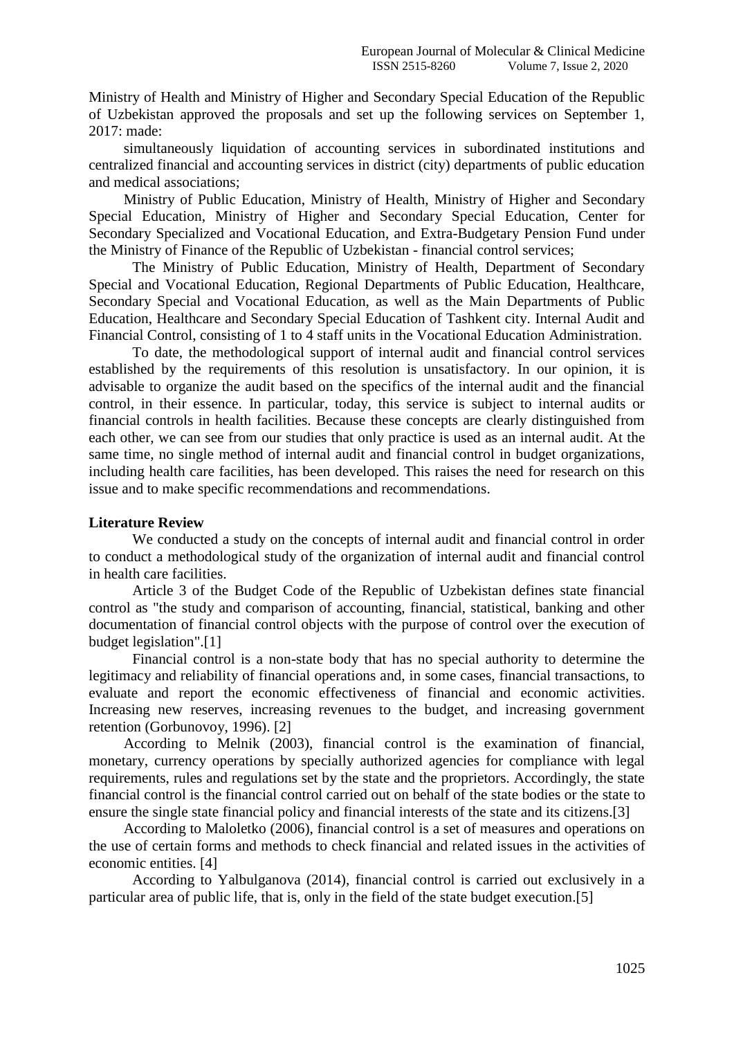Ministry of Health and Ministry of Higher and Secondary Special Education of the Republic of Uzbekistan approved the proposals and set up the following services on September 1, 2017: made:

simultaneously liquidation of accounting services in subordinated institutions and centralized financial and accounting services in district (city) departments of public education and medical associations;

Ministry of Public Education, Ministry of Health, Ministry of Higher and Secondary Special Education, Ministry of Higher and Secondary Special Education, Center for Secondary Specialized and Vocational Education, and Extra-Budgetary Pension Fund under the Ministry of Finance of the Republic of Uzbekistan - financial control services;

The Ministry of Public Education, Ministry of Health, Department of Secondary Special and Vocational Education, Regional Departments of Public Education, Healthcare, Secondary Special and Vocational Education, as well as the Main Departments of Public Education, Healthcare and Secondary Special Education of Tashkent city. Internal Audit and Financial Control, consisting of 1 to 4 staff units in the Vocational Education Administration.

To date, the methodological support of internal audit and financial control services established by the requirements of this resolution is unsatisfactory. In our opinion, it is advisable to organize the audit based on the specifics of the internal audit and the financial control, in their essence. In particular, today, this service is subject to internal audits or financial controls in health facilities. Because these concepts are clearly distinguished from each other, we can see from our studies that only practice is used as an internal audit. At the same time, no single method of internal audit and financial control in budget organizations, including health care facilities, has been developed. This raises the need for research on this issue and to make specific recommendations and recommendations.

**Literature Review**

We conducted a study on the concepts of internal audit and financial control in order to conduct a methodological study of the organization of internal audit and financial control in health care facilities.

Article 3 of the Budget Code of the Republic of Uzbekistan defines state financial control as "the study and comparison of accounting, financial, statistical, banking and other documentation of financial control objects with the purpose of control over the execution of budget legislation".[1]

Financial control is a non-state body that has no special authority to determine the legitimacy and reliability of financial operations and, in some cases, financial transactions, to evaluate and report the economic effectiveness of financial and economic activities. Increasing new reserves, increasing revenues to the budget, and increasing government retention (Gorbunovoy, 1996). [2]

According to Melnik (2003), financial control is the examination of financial, monetary, currency operations by specially authorized agencies for compliance with legal requirements, rules and regulations set by the state and the proprietors. Accordingly, the state financial control is the financial control carried out on behalf of the state bodies or the state to ensure the single state financial policy and financial interests of the state and its citizens.[3]

According to Maloletko (2006), financial control is a set of measures and operations on the use of certain forms and methods to check financial and related issues in the activities of economic entities. [4]

According to Yalbulganova (2014), financial control is carried out exclusively in a particular area of public life, that is, only in the field of the state budget execution.[5]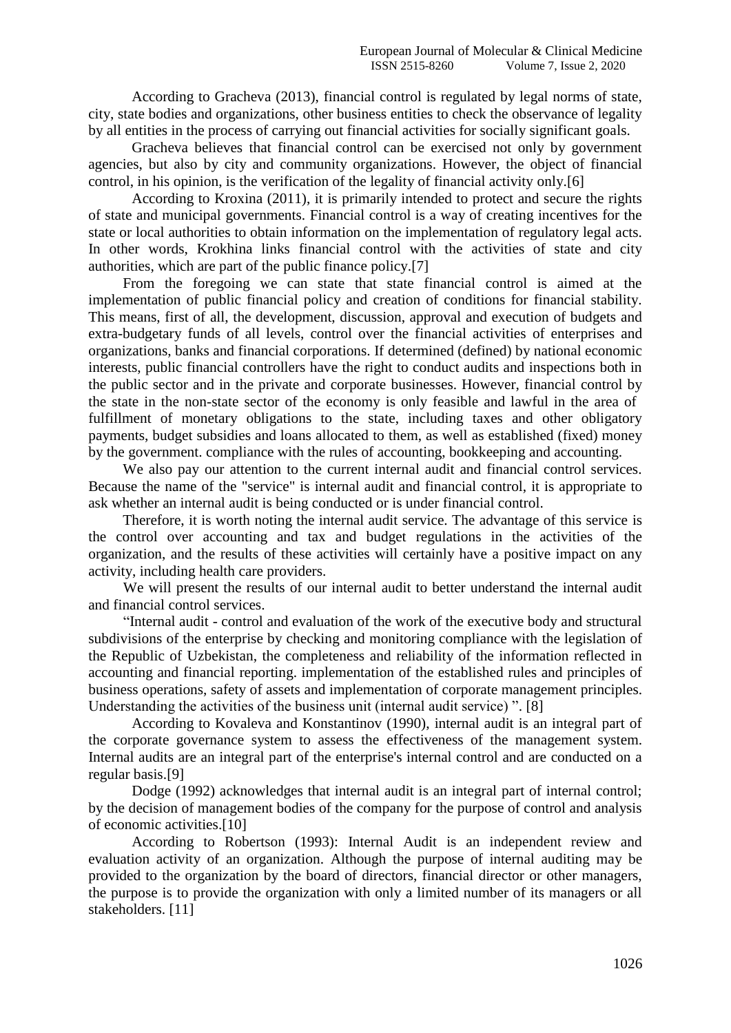According to Gracheva (2013), financial control is regulated by legal norms of state, city, state bodies and organizations, other business entities to check the observance of legality by all entities in the process of carrying out financial activities for socially significant goals.

Gracheva believes that financial control can be exercised not only by government agencies, but also by city and community organizations. However, the object of financial control, in his opinion, is the verification of the legality of financial activity only.[6]

According to Kroxina (2011), it is primarily intended to protect and secure the rights of state and municipal governments. Financial control is a way of creating incentives for the state or local authorities to obtain information on the implementation of regulatory legal acts. In other words, Krokhina links financial control with the activities of state and city authorities, which are part of the public finance policy.[7]

From the foregoing we can state that state financial control is aimed at the implementation of public financial policy and creation of conditions for financial stability. This means, first of all, the development, discussion, approval and execution of budgets and extra-budgetary funds of all levels, control over the financial activities of enterprises and organizations, banks and financial corporations. If determined (defined) by national economic interests, public financial controllers have the right to conduct audits and inspections both in the public sector and in the private and corporate businesses. However, financial control by the state in the non-state sector of the economy is only feasible and lawful in the area of fulfillment of monetary obligations to the state, including taxes and other obligatory payments, budget subsidies and loans allocated to them, as well as established (fixed) money by the government. compliance with the rules of accounting, bookkeeping and accounting.

We also pay our attention to the current internal audit and financial control services. Because the name of the "service" is internal audit and financial control, it is appropriate to ask whether an internal audit is being conducted or is under financial control.

Therefore, it is worth noting the internal audit service. The advantage of this service is the control over accounting and tax and budget regulations in the activities of the organization, and the results of these activities will certainly have a positive impact on any activity, including health care providers.

We will present the results of our internal audit to better understand the internal audit and financial control services.

"Internal audit - control and evaluation of the work of the executive body and structural subdivisions of the enterprise by checking and monitoring compliance with the legislation of the Republic of Uzbekistan, the completeness and reliability of the information reflected in accounting and financial reporting. implementation of the established rules and principles of business operations, safety of assets and implementation of corporate management principles. Understanding the activities of the business unit (internal audit service) ". [8]

According to Kovaleva and Konstantinov (1990), internal audit is an integral part of the corporate governance system to assess the effectiveness of the management system. Internal audits are an integral part of the enterprise's internal control and are conducted on a regular basis.[9]

Dodge (1992) acknowledges that internal audit is an integral part of internal control; by the decision of management bodies of the company for the purpose of control and analysis of economic activities.[10]

According to Robertson (1993): Internal Audit is an independent review and evaluation activity of an organization. Although the purpose of internal auditing may be provided to the organization by the board of directors, financial director or other managers, the purpose is to provide the organization with only a limited number of its managers or all stakeholders. [11]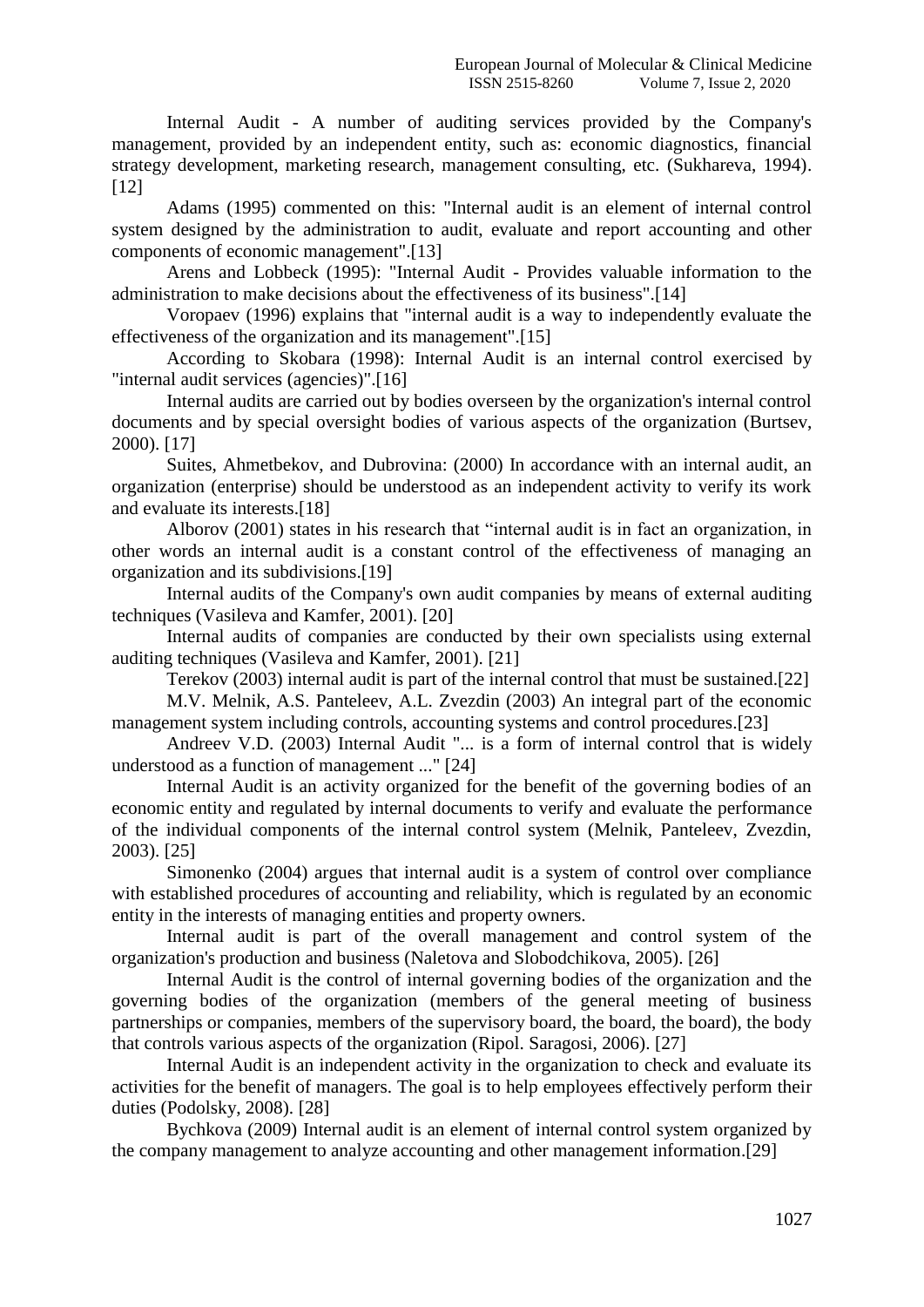Internal Audit - A number of auditing services provided by the Company's management, provided by an independent entity, such as: economic diagnostics, financial strategy development, marketing research, management consulting, etc. (Sukhareva, 1994). [12]

Adams (1995) commented on this: "Internal audit is an element of internal control system designed by the administration to audit, evaluate and report accounting and other components of economic management".[13]

Arens and Lobbeck (1995): "Internal Audit - Provides valuable information to the administration to make decisions about the effectiveness of its business".[14]

Voropaev (1996) explains that "internal audit is a way to independently evaluate the effectiveness of the organization and its management".[15]

According to Skobara (1998): Internal Audit is an internal control exercised by "internal audit services (agencies)".[16]

Internal audits are carried out by bodies overseen by the organization's internal control documents and by special oversight bodies of various aspects of the organization (Burtsev, 2000). [17]

Suites, Ahmetbekov, and Dubrovina: (2000) In accordance with an internal audit, an organization (enterprise) should be understood as an independent activity to verify its work and evaluate its interests.[18]

Alborov (2001) states in his research that "internal audit is in fact an organization, in other words an internal audit is a constant control of the effectiveness of managing an organization and its subdivisions.[19]

Internal audits of the Company's own audit companies by means of external auditing techniques (Vasileva and Kamfer, 2001). [20]

Internal audits of companies are conducted by their own specialists using external auditing techniques (Vasileva and Kamfer, 2001). [21]

Terekov (2003) internal audit is part of the internal control that must be sustained.[22]

M.V. Melnik, A.S. Panteleev, A.L. Zvezdin (2003) An integral part of the economic management system including controls, accounting systems and control procedures.[23]

Andreev V.D. (2003) Internal Audit "... is a form of internal control that is widely understood as a function of management ..." [24]

Internal Audit is an activity organized for the benefit of the governing bodies of an economic entity and regulated by internal documents to verify and evaluate the performance of the individual components of the internal control system (Melnik, Panteleev, Zvezdin, 2003). [25]

Simonenko (2004) argues that internal audit is a system of control over compliance with established procedures of accounting and reliability, which is regulated by an economic entity in the interests of managing entities and property owners.

Internal audit is part of the overall management and control system of the organization's production and business (Naletova and Slobodchikova, 2005). [26]

Internal Audit is the control of internal governing bodies of the organization and the governing bodies of the organization (members of the general meeting of business partnerships or companies, members of the supervisory board, the board, the board), the body that controls various aspects of the organization (Ripol. Saragosi, 2006). [27]

Internal Audit is an independent activity in the organization to check and evaluate its activities for the benefit of managers. The goal is to help employees effectively perform their duties (Podolsky, 2008). [28]

Bychkova (2009) Internal audit is an element of internal control system organized by the company management to analyze accounting and other management information.[29]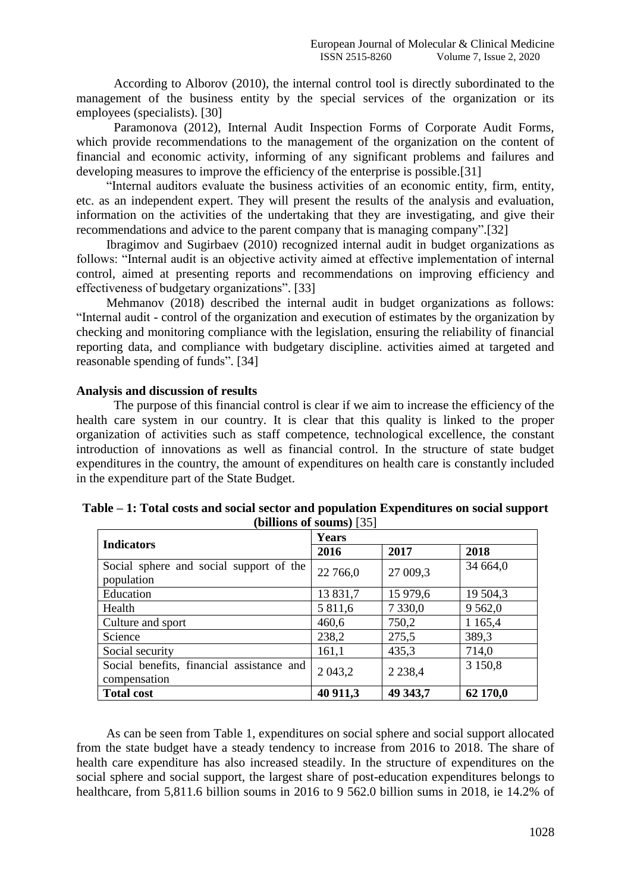According to Alborov (2010), the internal control tool is directly subordinated to the management of the business entity by the special services of the organization or its employees (specialists). [30]

Paramonova (2012), Internal Audit Inspection Forms of Corporate Audit Forms, which provide recommendations to the management of the organization on the content of financial and economic activity, informing of any significant problems and failures and developing measures to improve the efficiency of the enterprise is possible.[31]

"Internal auditors evaluate the business activities of an economic entity, firm, entity, etc. as an independent expert. They will present the results of the analysis and evaluation, information on the activities of the undertaking that they are investigating, and give their recommendations and advice to the parent company that is managing company".[32]

Ibragimov and Sugirbaev (2010) recognized internal audit in budget organizations as follows: "Internal audit is an objective activity aimed at effective implementation of internal control, aimed at presenting reports and recommendations on improving efficiency and effectiveness of budgetary organizations". [33]

Mehmanov (2018) described the internal audit in budget organizations as follows: "Internal audit - control of the organization and execution of estimates by the organization by checking and monitoring compliance with the legislation, ensuring the reliability of financial reporting data, and compliance with budgetary discipline. activities aimed at targeted and reasonable spending of funds". [34]

**Analysis and discussion of results**

The purpose of this financial control is clear if we aim to increase the efficiency of the health care system in our country. It is clear that this quality is linked to the proper organization of activities such as staff competence, technological excellence, the constant introduction of innovations as well as financial control. In the structure of state budget expenditures in the country, the amount of expenditures on health care is constantly included in the expenditure part of the State Budget.

**Table – 1: Total costs and social sector and population Expenditures on social support (billions of soums)** [35]

| **Indicators** | **Years** | | |
|---|---|---|---|
| | **2016** | **2017** | **2018** |
| Social sphere and social support of the population | 22 766,0 | 27 009,3 | 34 664,0 |
| Education | 13 831,7 | 15 979,6 | 19 504,3 |
| Health | 5 811,6 | 7 330,0 | 9 562,0 |
| Culture and sport | 460,6 | 750,2 | 1 165,4 |
| Science | 238,2 | 275,5 | 389,3 |
| Social security | 161,1 | 435,3 | 714,0 |
| Social benefits, financial assistance and compensation | 2 043,2 | 2 238,4 | 3 150,8 |
| **Total cost** | **40 911,3** | **49 343,7** | **62 170,0** |

As can be seen from Table 1, expenditures on social sphere and social support allocated from the state budget have a steady tendency to increase from 2016 to 2018. The share of health care expenditure has also increased steadily. In the structure of expenditures on the social sphere and social support, the largest share of post-education expenditures belongs to healthcare, from 5,811.6 billion soums in 2016 to 9 562.0 billion sums in 2018, ie 14.2% of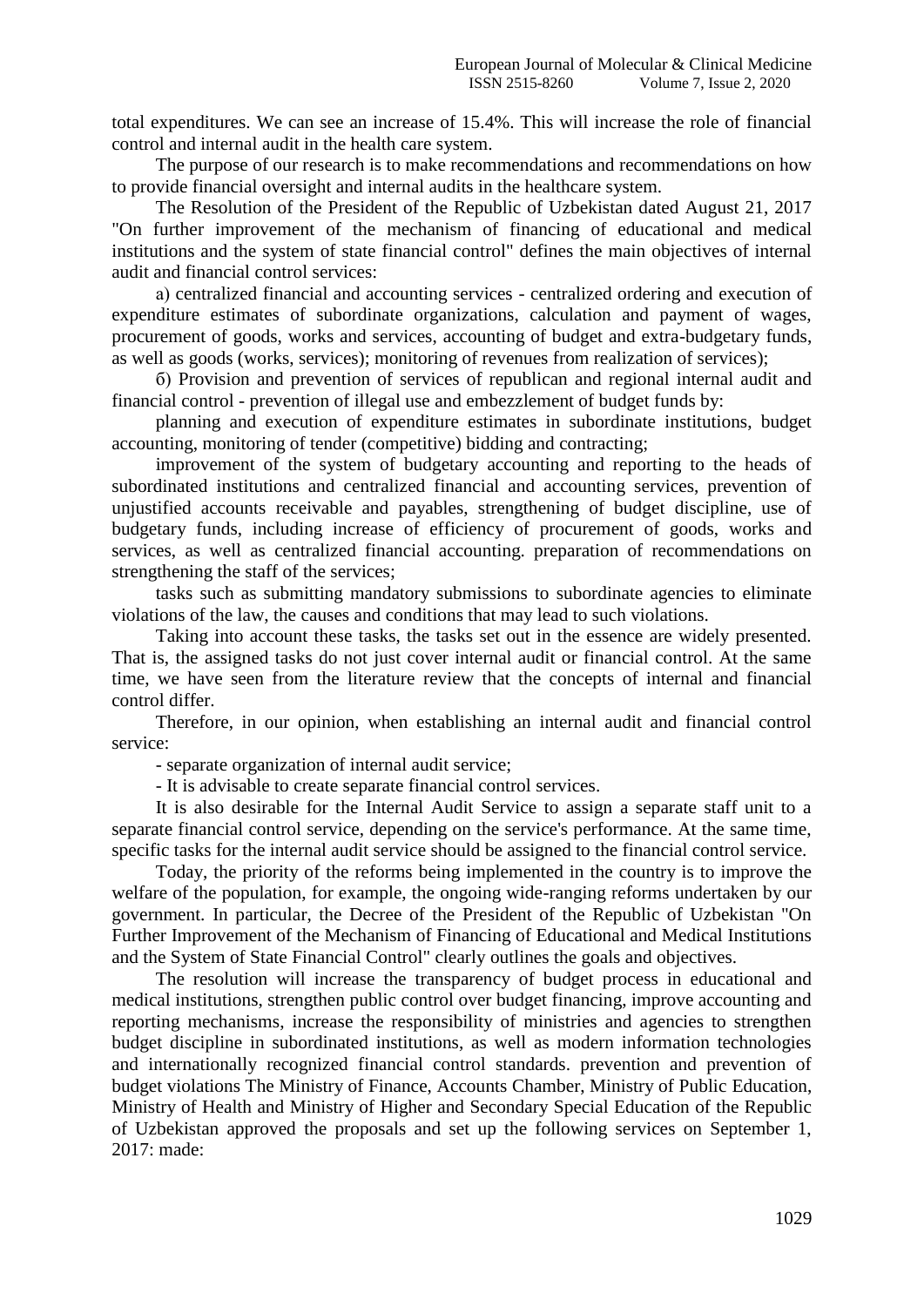total expenditures. We can see an increase of 15.4%. This will increase the role of financial control and internal audit in the health care system.

The purpose of our research is to make recommendations and recommendations on how to provide financial oversight and internal audits in the healthcare system.

The Resolution of the President of the Republic of Uzbekistan dated August 21, 2017 "On further improvement of the mechanism of financing of educational and medical institutions and the system of state financial control" defines the main objectives of internal audit and financial control services:

а) centralized financial and accounting services - centralized ordering and execution of expenditure estimates of subordinate organizations, calculation and payment of wages, procurement of goods, works and services, accounting of budget and extra-budgetary funds, as well as goods (works, services); monitoring of revenues from realization of services);

б) Provision and prevention of services of republican and regional internal audit and financial control - prevention of illegal use and embezzlement of budget funds by:

planning and execution of expenditure estimates in subordinate institutions, budget accounting, monitoring of tender (competitive) bidding and contracting;

improvement of the system of budgetary accounting and reporting to the heads of subordinated institutions and centralized financial and accounting services, prevention of unjustified accounts receivable and payables, strengthening of budget discipline, use of budgetary funds, including increase of efficiency of procurement of goods, works and services, as well as centralized financial accounting. preparation of recommendations on strengthening the staff of the services;

tasks such as submitting mandatory submissions to subordinate agencies to eliminate violations of the law, the causes and conditions that may lead to such violations.

Taking into account these tasks, the tasks set out in the essence are widely presented. That is, the assigned tasks do not just cover internal audit or financial control. At the same time, we have seen from the literature review that the concepts of internal and financial control differ.

Therefore, in our opinion, when establishing an internal audit and financial control service:

- separate organization of internal audit service;
- It is advisable to create separate financial control services.

It is also desirable for the Internal Audit Service to assign a separate staff unit to a separate financial control service, depending on the service's performance. At the same time, specific tasks for the internal audit service should be assigned to the financial control service.

Today, the priority of the reforms being implemented in the country is to improve the welfare of the population, for example, the ongoing wide-ranging reforms undertaken by our government. In particular, the Decree of the President of the Republic of Uzbekistan "On Further Improvement of the Mechanism of Financing of Educational and Medical Institutions and the System of State Financial Control" clearly outlines the goals and objectives.

The resolution will increase the transparency of budget process in educational and medical institutions, strengthen public control over budget financing, improve accounting and reporting mechanisms, increase the responsibility of ministries and agencies to strengthen budget discipline in subordinated institutions, as well as modern information technologies and internationally recognized financial control standards. prevention and prevention of budget violations The Ministry of Finance, Accounts Chamber, Ministry of Public Education, Ministry of Health and Ministry of Higher and Secondary Special Education of the Republic of Uzbekistan approved the proposals and set up the following services on September 1, 2017: made: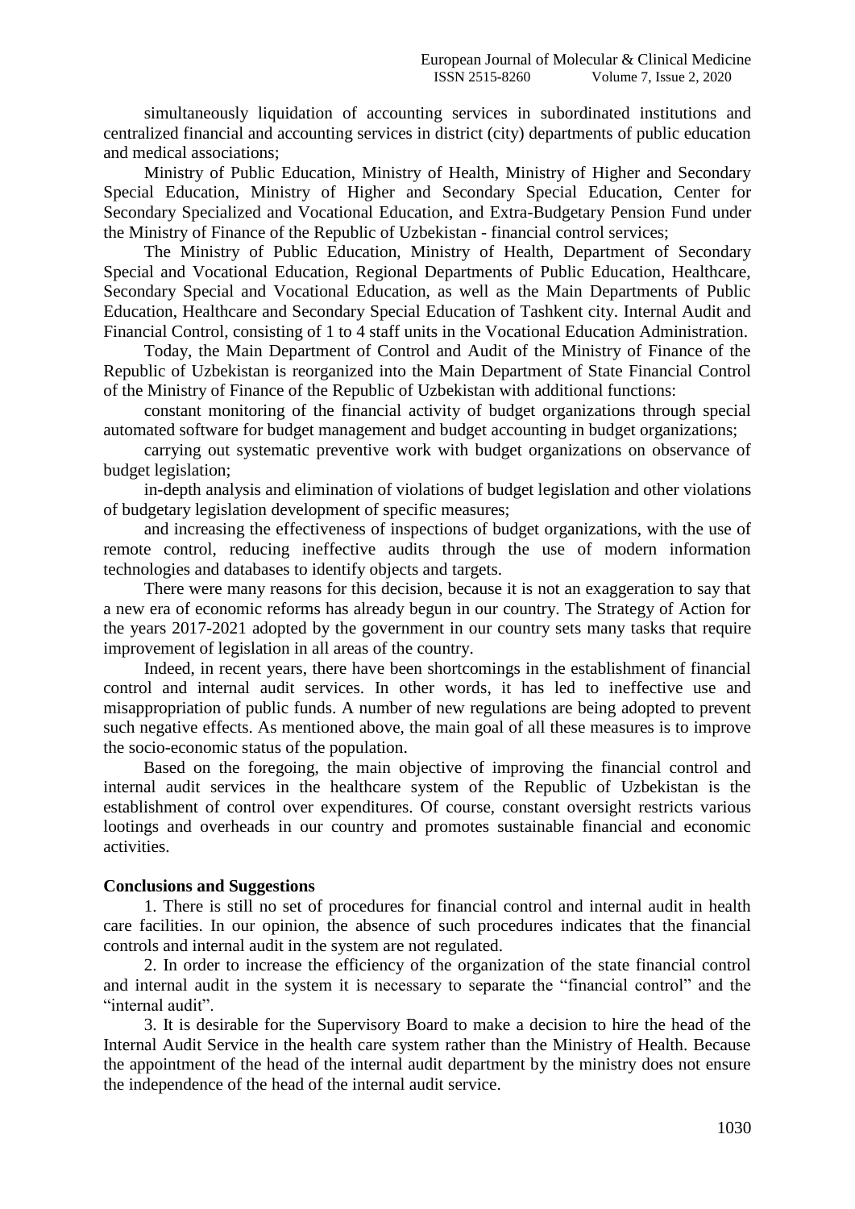simultaneously liquidation of accounting services in subordinated institutions and centralized financial and accounting services in district (city) departments of public education and medical associations;

Ministry of Public Education, Ministry of Health, Ministry of Higher and Secondary Special Education, Ministry of Higher and Secondary Special Education, Center for Secondary Specialized and Vocational Education, and Extra-Budgetary Pension Fund under the Ministry of Finance of the Republic of Uzbekistan - financial control services;

The Ministry of Public Education, Ministry of Health, Department of Secondary Special and Vocational Education, Regional Departments of Public Education, Healthcare, Secondary Special and Vocational Education, as well as the Main Departments of Public Education, Healthcare and Secondary Special Education of Tashkent city. Internal Audit and Financial Control, consisting of 1 to 4 staff units in the Vocational Education Administration.

Today, the Main Department of Control and Audit of the Ministry of Finance of the Republic of Uzbekistan is reorganized into the Main Department of State Financial Control of the Ministry of Finance of the Republic of Uzbekistan with additional functions:

constant monitoring of the financial activity of budget organizations through special automated software for budget management and budget accounting in budget organizations;

carrying out systematic preventive work with budget organizations on observance of budget legislation;

in-depth analysis and elimination of violations of budget legislation and other violations of budgetary legislation development of specific measures;

and increasing the effectiveness of inspections of budget organizations, with the use of remote control, reducing ineffective audits through the use of modern information technologies and databases to identify objects and targets.

There were many reasons for this decision, because it is not an exaggeration to say that a new era of economic reforms has already begun in our country. The Strategy of Action for the years 2017-2021 adopted by the government in our country sets many tasks that require improvement of legislation in all areas of the country.

Indeed, in recent years, there have been shortcomings in the establishment of financial control and internal audit services. In other words, it has led to ineffective use and misappropriation of public funds. A number of new regulations are being adopted to prevent such negative effects. As mentioned above, the main goal of all these measures is to improve the socio-economic status of the population.

Based on the foregoing, the main objective of improving the financial control and internal audit services in the healthcare system of the Republic of Uzbekistan is the establishment of control over expenditures. Of course, constant oversight restricts various lootings and overheads in our country and promotes sustainable financial and economic activities.

**Conclusions and Suggestions**

1. There is still no set of procedures for financial control and internal audit in health care facilities. In our opinion, the absence of such procedures indicates that the financial controls and internal audit in the system are not regulated.

2. In order to increase the efficiency of the organization of the state financial control and internal audit in the system it is necessary to separate the "financial control" and the "internal audit".

3. It is desirable for the Supervisory Board to make a decision to hire the head of the Internal Audit Service in the health care system rather than the Ministry of Health. Because the appointment of the head of the internal audit department by the ministry does not ensure the independence of the head of the internal audit service.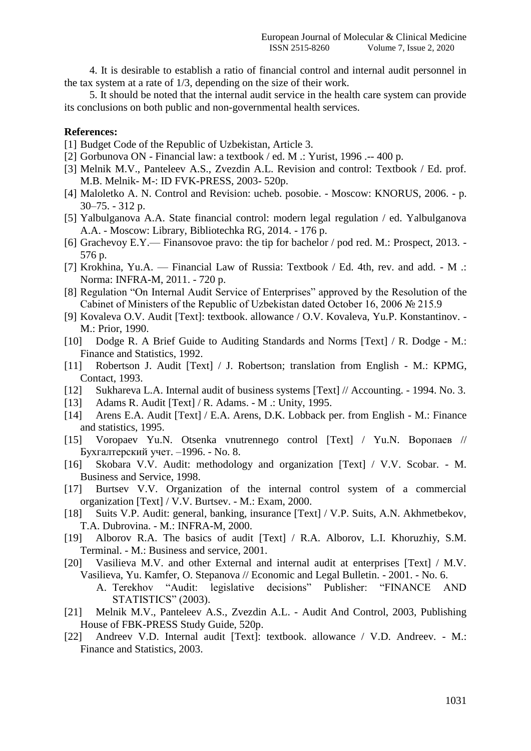4. It is desirable to establish a ratio of financial control and internal audit personnel in the tax system at a rate of 1/3, depending on the size of their work.

5. It should be noted that the internal audit service in the health care system can provide its conclusions on both public and non-governmental health services.

**References:**

[1] Budget Code of the Republic of Uzbekistan, Article 3.

[2] Gorbunova ON - Financial law: a textbook / ed. M .: Yurist, 1996 .-- 400 p.

[3] Melnik M.V., Panteleev A.S., Zvezdin A.L. Revision and control: Textbook / Ed. prof. M.B. Melnik- M-: ID FVK-PRESS, 2003- 520p.

[4] Maloletko A. N. Control and Revision: ucheb. posobie. - Moscow: KNORUS, 2006. - p. 30–75. - 312 p.

[5] Yalbulganova A.A. State financial control: modern legal regulation / ed. Yalbulganova A.A. - Moscow: Library, Bibliotechka RG, 2014. - 176 p.

[6] Grachevoy E.Y.— Finansovoe pravo: the tip for bachelor / pod red. M.: Prospect, 2013. - 576 p.

[7] Krokhina, Yu.A. — Financial Law of Russia: Textbook / Ed. 4th, rev. and add. - M .: Norma: INFRA-M, 2011. - 720 p.

[8] Regulation “On Internal Audit Service of Enterprises” approved by the Resolution of the Cabinet of Ministers of the Republic of Uzbekistan dated October 16, 2006 № 215.9

[9] Kovaleva O.V. Audit [Text]: textbook. allowance / O.V. Kovaleva, Yu.P. Konstantinov. - M.: Prior, 1990.

[10] Dodge R. A Brief Guide to Auditing Standards and Norms [Text] / R. Dodge - M.: Finance and Statistics, 1992.

[11] Robertson J. Audit [Text] / J. Robertson; translation from English - M.: KPMG, Contact, 1993.

[12] Sukhareva L.A. Internal audit of business systems [Text] // Accounting. - 1994. No. 3.

[13] Adams R. Audit [Text] / R. Adams. - M .: Unity, 1995.

[14] Arens E.A. Audit [Text] / E.A. Arens, D.K. Lobback per. from English - M.: Finance and statistics, 1995.

[15] Voropaev Yu.N. Otsenka vnutrennego control [Text] / Yu.N. Воропаев // Бухгалтерский учет. –1996. - No. 8.

[16] Skobara V.V. Audit: methodology and organization [Text] / V.V. Scobar. - M. Business and Service, 1998.

[17] Burtsev V.V. Organization of the internal control system of a commercial organization [Text] / V.V. Burtsev. - M.: Exam, 2000.

[18] Suits V.P. Audit: general, banking, insurance [Text] / V.P. Suits, A.N. Akhmetbekov, T.A. Dubrovina. - M.: INFRA-M, 2000.

[19] Alborov R.A. The basics of audit [Text] / R.A. Alborov, L.I. Khoruzhiy, S.M. Terminal. - M.: Business and service, 2001.

[20] Vasilieva M.V. and other External and internal audit at enterprises [Text] / M.V. Vasilieva, Yu. Kamfer, O. Stepanova // Economic and Legal Bulletin. - 2001. - No. 6.

A. Terekhov “Audit: legislative decisions” Publisher: “FINANCE AND STATISTICS” (2003).

[21] Melnik M.V., Panteleev A.S., Zvezdin A.L. - Audit And Control, 2003, Publishing House of FBK-PRESS Study Guide, 520p.

[22] Andreev V.D. Internal audit [Text]: textbook. allowance / V.D. Andreev. - M.: Finance and Statistics, 2003.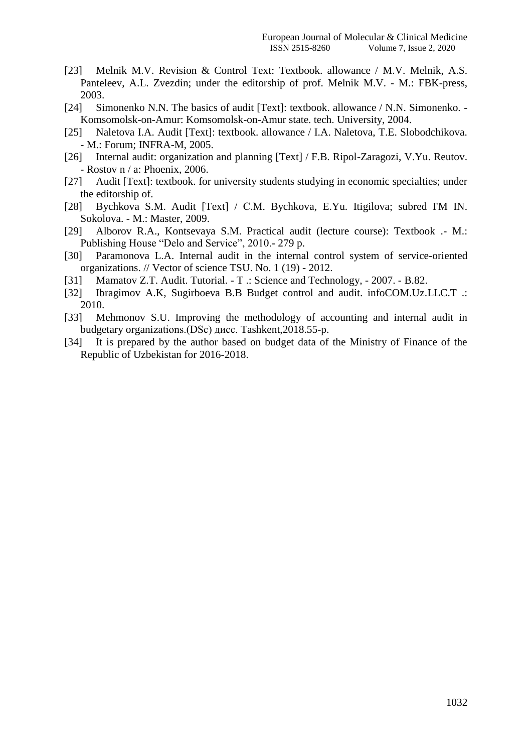[23] Melnik M.V. Revision & Control Text: Textbook. allowance / M.V. Melnik, A.S. Panteleev, A.L. Zvezdin; under the editorship of prof. Melnik M.V. - M.: FBK-press, 2003.

[24] Simonenko N.N. The basics of audit [Text]: textbook. allowance / N.N. Simonenko. - Komsomolsk-on-Amur: Komsomolsk-on-Amur state. tech. University, 2004.

[25] Naletova I.A. Audit [Text]: textbook. allowance / I.A. Naletova, T.E. Slobodchikova. - M.: Forum; INFRA-M, 2005.

[26] Internal audit: organization and planning [Text] / F.B. Ripol-Zaragozi, V.Yu. Reutov. - Rostov n / a: Phoenix, 2006.

[27] Audit [Text]: textbook. for university students studying in economic specialties; under the editorship of.

[28] Bychkova S.M. Audit [Text] / C.M. Bychkova, E.Yu. Itigilova; subred I'M IN. Sokolova. - M.: Master, 2009.

[29] Alborov R.A., Kontsevaya S.M. Practical audit (lecture course): Textbook .- M.: Publishing House "Delo and Service", 2010.- 279 p.

[30] Paramonova L.A. Internal audit in the internal control system of service-oriented organizations. // Vector of science TSU. No. 1 (19) - 2012.

[31] Mamatov Z.T. Audit. Tutorial. - T .: Science and Technology, - 2007. - B.82.

[32] Ibragimov A.K, Sugirboeva B.B Budget control and audit. infoCOM.Uz.LLC.T .: 2010.

[33] Mehmonov S.U. Improving the methodology of accounting and internal audit in budgetary organizations.(DSc) дисс. Tashkent,2018.55-p.

[34] It is prepared by the author based on budget data of the Ministry of Finance of the Republic of Uzbekistan for 2016-2018.